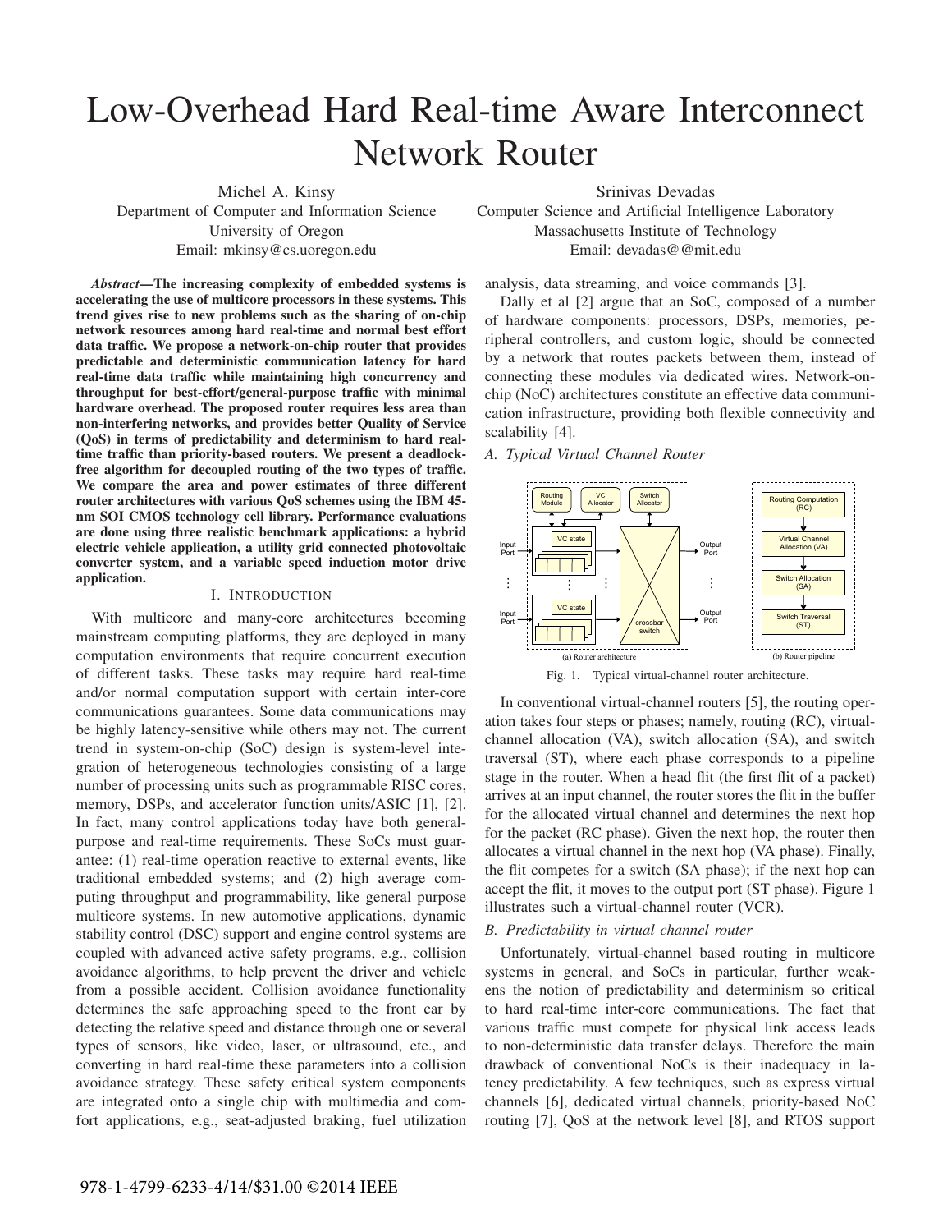# Low-Overhead Hard Real-time Aware Interconnect Network Router

Michel A. Kinsy
Department of Computer and Information Science
University of Oregon
Email: mkinsy@cs.uoregon.edu

Srinivas Devadas
Computer Science and Artificial Intelligence Laboratory
Massachusetts Institute of Technology
Email: devadas@@mit.edu

***Abstract*—The increasing complexity of embedded systems is accelerating the use of multicore processors in these systems. This trend gives rise to new problems such as the sharing of on-chip network resources among hard real-time and normal best effort data traffic. We propose a network-on-chip router that provides predictable and deterministic communication latency for hard real-time data traffic while maintaining high concurrency and throughput for best-effort/general-purpose traffic with minimal hardware overhead. The proposed router requires less area than non-interfering networks, and provides better Quality of Service (QoS) in terms of predictability and determinism to hard real-time traffic than priority-based routers. We present a deadlock-free algorithm for decoupled routing of the two types of traffic. We compare the area and power estimates of three different router architectures with various QoS schemes using the IBM 45-nm SOI CMOS technology cell library. Performance evaluations are done using three realistic benchmark applications: a hybrid electric vehicle application, a utility grid connected photovoltaic converter system, and a variable speed induction motor drive application.**

## I. Introduction

With multicore and many-core architectures becoming mainstream computing platforms, they are deployed in many computation environments that require concurrent execution of different tasks. These tasks may require hard real-time and/or normal computation support with certain inter-core communications guarantees. Some data communications may be highly latency-sensitive while others may not. The current trend in system-on-chip (SoC) design is system-level integration of heterogeneous technologies consisting of a large number of processing units such as programmable RISC cores, memory, DSPs, and accelerator function units/ASIC [1], [2]. In fact, many control applications today have both general-purpose and real-time requirements. These SoCs must guarantee: (1) real-time operation reactive to external events, like traditional embedded systems; and (2) high average computing throughput and programmability, like general purpose multicore systems. In new automotive applications, dynamic stability control (DSC) support and engine control systems are coupled with advanced active safety programs, e.g., collision avoidance algorithms, to help prevent the driver and vehicle from a possible accident. Collision avoidance functionality determines the safe approaching speed to the front car by detecting the relative speed and distance through one or several types of sensors, like video, laser, or ultrasound, etc., and converting in hard real-time these parameters into a collision avoidance strategy. These safety critical system components are integrated onto a single chip with multimedia and comfort applications, e.g., seat-adjusted braking, fuel utilization analysis, data streaming, and voice commands [3].

Dally et al [2] argue that an SoC, composed of a number of hardware components: processors, DSPs, memories, peripheral controllers, and custom logic, should be connected by a network that routes packets between them, instead of connecting these modules via dedicated wires. Network-on-chip (NoC) architectures constitute an effective data communication infrastructure, providing both flexible connectivity and scalability [4].

### *A. Typical Virtual Channel Router*

Fig. 1. Typical virtual-channel router architecture.

In conventional virtual-channel routers [5], the routing operation takes four steps or phases; namely, routing (RC), virtual-channel allocation (VA), switch allocation (SA), and switch traversal (ST), where each phase corresponds to a pipeline stage in the router. When a head flit (the first flit of a packet) arrives at an input channel, the router stores the flit in the buffer for the allocated virtual channel and determines the next hop for the packet (RC phase). Given the next hop, the router then allocates a virtual channel in the next hop (VA phase). Finally, the flit competes for a switch (SA phase); if the next hop can accept the flit, it moves to the output port (ST phase). Figure 1 illustrates such a virtual-channel router (VCR).

### *B. Predictability in virtual channel router*

Unfortunately, virtual-channel based routing in multicore systems in general, and SoCs in particular, further weakens the notion of predictability and determinism so critical to hard real-time inter-core communications. The fact that various traffic must compete for physical link access leads to non-deterministic data transfer delays. Therefore the main drawback of conventional NoCs is their inadequacy in latency predictability. A few techniques, such as express virtual channels [6], dedicated virtual channels, priority-based NoC routing [7], QoS at the network level [8], and RTOS support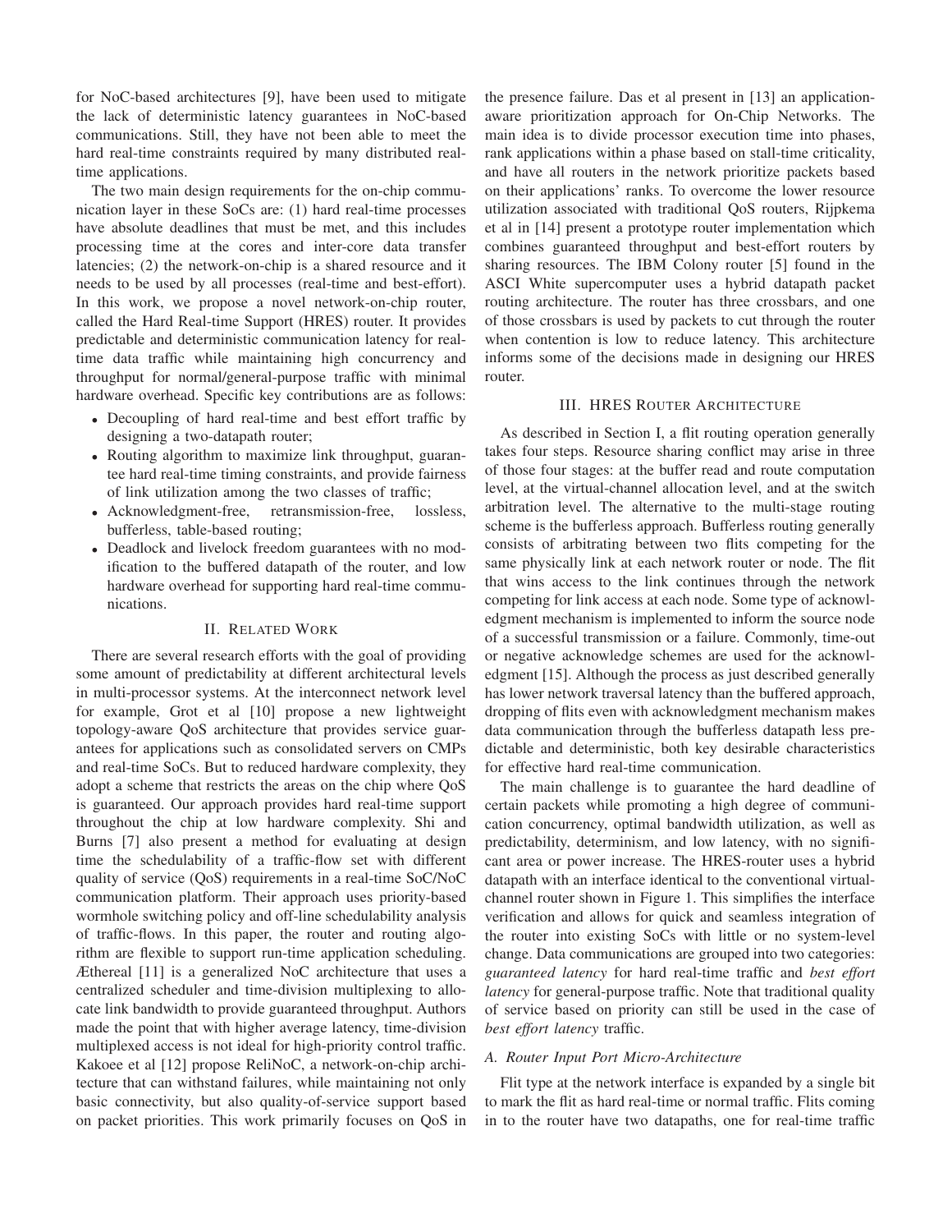for NoC-based architectures [9], have been used to mitigate the lack of deterministic latency guarantees in NoC-based communications. Still, they have not been able to meet the hard real-time constraints required by many distributed real-time applications.

The two main design requirements for the on-chip communication layer in these SoCs are: (1) hard real-time processes have absolute deadlines that must be met, and this includes processing time at the cores and inter-core data transfer latencies; (2) the network-on-chip is a shared resource and it needs to be used by all processes (real-time and best-effort). In this work, we propose a novel network-on-chip router, called the Hard Real-time Support (HRES) router. It provides predictable and deterministic communication latency for real-time data traffic while maintaining high concurrency and throughput for normal/general-purpose traffic with minimal hardware overhead. Specific key contributions are as follows:

- Decoupling of hard real-time and best effort traffic by designing a two-datapath router;
- Routing algorithm to maximize link throughput, guarantee hard real-time timing constraints, and provide fairness of link utilization among the two classes of traffic;
- Acknowledgment-free, retransmission-free, lossless, bufferless, table-based routing;
- Deadlock and livelock freedom guarantees with no modification to the buffered datapath of the router, and low hardware overhead for supporting hard real-time communications.

## II. Related Work

There are several research efforts with the goal of providing some amount of predictability at different architectural levels in multi-processor systems. At the interconnect network level for example, Grot et al [10] propose a new lightweight topology-aware QoS architecture that provides service guarantees for applications such as consolidated servers on CMPs and real-time SoCs. But to reduced hardware complexity, they adopt a scheme that restricts the areas on the chip where QoS is guaranteed. Our approach provides hard real-time support throughout the chip at low hardware complexity. Shi and Burns [7] also present a method for evaluating at design time the schedulability of a traffic-flow set with different quality of service (QoS) requirements in a real-time SoC/NoC communication platform. Their approach uses priority-based wormhole switching policy and off-line schedulability analysis of traffic-flows. In this paper, the router and routing algorithm are flexible to support run-time application scheduling. Æthereal [11] is a generalized NoC architecture that uses a centralized scheduler and time-division multiplexing to allocate link bandwidth to provide guaranteed throughput. Authors made the point that with higher average latency, time-division multiplexed access is not ideal for high-priority control traffic. Kakoee et al [12] propose ReliNoC, a network-on-chip architecture that can withstand failures, while maintaining not only basic connectivity, but also quality-of-service support based on packet priorities. This work primarily focuses on QoS in the presence failure. Das et al present in [13] an application-aware prioritization approach for On-Chip Networks. The main idea is to divide processor execution time into phases, rank applications within a phase based on stall-time criticality, and have all routers in the network prioritize packets based on their applications' ranks. To overcome the lower resource utilization associated with traditional QoS routers, Rijpkema et al in [14] present a prototype router implementation which combines guaranteed throughput and best-effort routers by sharing resources. The IBM Colony router [5] found in the ASCI White supercomputer uses a hybrid datapath packet routing architecture. The router has three crossbars, and one of those crossbars is used by packets to cut through the router when contention is low to reduce latency. This architecture informs some of the decisions made in designing our HRES router.

## III. HRES Router Architecture

As described in Section I, a flit routing operation generally takes four steps. Resource sharing conflict may arise in three of those four stages: at the buffer read and route computation level, at the virtual-channel allocation level, and at the switch arbitration level. The alternative to the multi-stage routing scheme is the bufferless approach. Bufferless routing generally consists of arbitrating between two flits competing for the same physically link at each network router or node. The flit that wins access to the link continues through the network competing for link access at each node. Some type of acknowledgment mechanism is implemented to inform the source node of a successful transmission or a failure. Commonly, time-out or negative acknowledge schemes are used for the acknowledgment [15]. Although the process as just described generally has lower network traversal latency than the buffered approach, dropping of flits even with acknowledgment mechanism makes data communication through the bufferless datapath less predictable and deterministic, both key desirable characteristics for effective hard real-time communication.

The main challenge is to guarantee the hard deadline of certain packets while promoting a high degree of communication concurrency, optimal bandwidth utilization, as well as predictability, determinism, and low latency, with no significant area or power increase. The HRES-router uses a hybrid datapath with an interface identical to the conventional virtual-channel router shown in Figure 1. This simplifies the interface verification and allows for quick and seamless integration of the router into existing SoCs with little or no system-level change. Data communications are grouped into two categories: *guaranteed latency* for hard real-time traffic and *best effort latency* for general-purpose traffic. Note that traditional quality of service based on priority can still be used in the case of *best effort latency* traffic.

### A. Router Input Port Micro-Architecture

Flit type at the network interface is expanded by a single bit to mark the flit as hard real-time or normal traffic. Flits coming in to the router have two datapaths, one for real-time traffic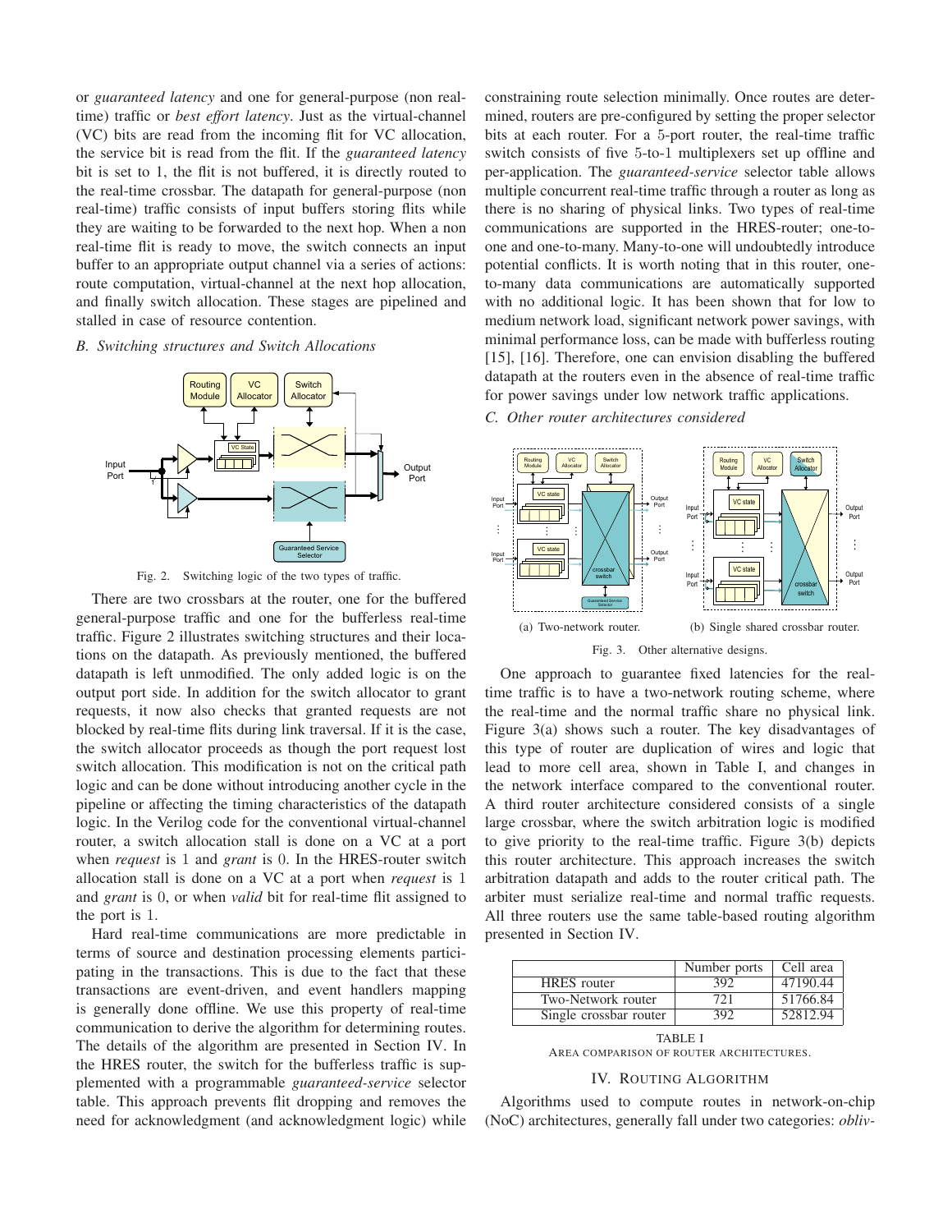or *guaranteed latency* and one for general-purpose (non real-time) traffic or *best effort latency*. Just as the virtual-channel (VC) bits are read from the incoming flit for VC allocation, the service bit is read from the flit. If the *guaranteed latency* bit is set to 1, the flit is not buffered, it is directly routed to the real-time crossbar. The datapath for general-purpose (non real-time) traffic consists of input buffers storing flits while they are waiting to be forwarded to the next hop. When a non real-time flit is ready to move, the switch connects an input buffer to an appropriate output channel via a series of actions: route computation, virtual-channel at the next hop allocation, and finally switch allocation. These stages are pipelined and stalled in case of resource contention.

### B. Switching structures and Switch Allocations

Fig. 2. Switching logic of the two types of traffic.

There are two crossbars at the router, one for the buffered general-purpose traffic and one for the bufferless real-time traffic. Figure 2 illustrates switching structures and their locations on the datapath. As previously mentioned, the buffered datapath is left unmodified. The only added logic is on the output port side. In addition for the switch allocator to grant requests, it now also checks that granted requests are not blocked by real-time flits during link traversal. If it is the case, the switch allocator proceeds as though the port request lost switch allocation. This modification is not on the critical path logic and can be done without introducing another cycle in the pipeline or affecting the timing characteristics of the datapath logic. In the Verilog code for the conventional virtual-channel router, a switch allocation stall is done on a VC at a port when *request* is 1 and *grant* is 0. In the HRES-router switch allocation stall is done on a VC at a port when *request* is 1 and *grant* is 0, or when *valid* bit for real-time flit assigned to the port is 1.

Hard real-time communications are more predictable in terms of source and destination processing elements participating in the transactions. This is due to the fact that these transactions are event-driven, and event handlers mapping is generally done offline. We use this property of real-time communication to derive the algorithm for determining routes. The details of the algorithm are presented in Section IV. In the HRES router, the switch for the bufferless traffic is supplemented with a programmable *guaranteed-service* selector table. This approach prevents flit dropping and removes the need for acknowledgment (and acknowledgment logic) while constraining route selection minimally. Once routes are determined, routers are pre-configured by setting the proper selector bits at each router. For a 5-port router, the real-time traffic switch consists of five 5-to-1 multiplexers set up offline and per-application. The *guaranteed-service* selector table allows multiple concurrent real-time traffic through a router as long as there is no sharing of physical links. Two types of real-time communications are supported in the HRES-router; one-to-one and one-to-many. Many-to-one will undoubtedly introduce potential conflicts. It is worth noting that in this router, one-to-many data communications are automatically supported with no additional logic. It has been shown that for low to medium network load, significant network power savings, with minimal performance loss, can be made with bufferless routing [15], [16]. Therefore, one can envision disabling the buffered datapath at the routers even in the absence of real-time traffic for power savings under low network traffic applications.

### C. Other router architectures considered

(a) Two-network router. (b) Single shared crossbar router.

Fig. 3. Other alternative designs.

One approach to guarantee fixed latencies for the real-time traffic is to have a two-network routing scheme, where the real-time and the normal traffic share no physical link. Figure 3(a) shows such a router. The key disadvantages of this type of router are duplication of wires and logic that lead to more cell area, shown in Table I, and changes in the network interface compared to the conventional router. A third router architecture considered consists of a single large crossbar, where the switch arbitration logic is modified to give priority to the real-time traffic. Figure 3(b) depicts this router architecture. This approach increases the switch arbitration datapath and adds to the router critical path. The arbiter must serialize real-time and normal traffic requests. All three routers use the same table-based routing algorithm presented in Section IV.

| | Number ports | Cell area |
|---|---|---|
| HRES router | 392 | 47190.44 |
| Two-Network router | 721 | 51766.84 |
| Single crossbar router | 392 | 52812.94 |

TABLE I
AREA COMPARISON OF ROUTER ARCHITECTURES.

## IV. Routing Algorithm

Algorithms used to compute routes in network-on-chip (NoC) architectures, generally fall under two categories: *obliv-*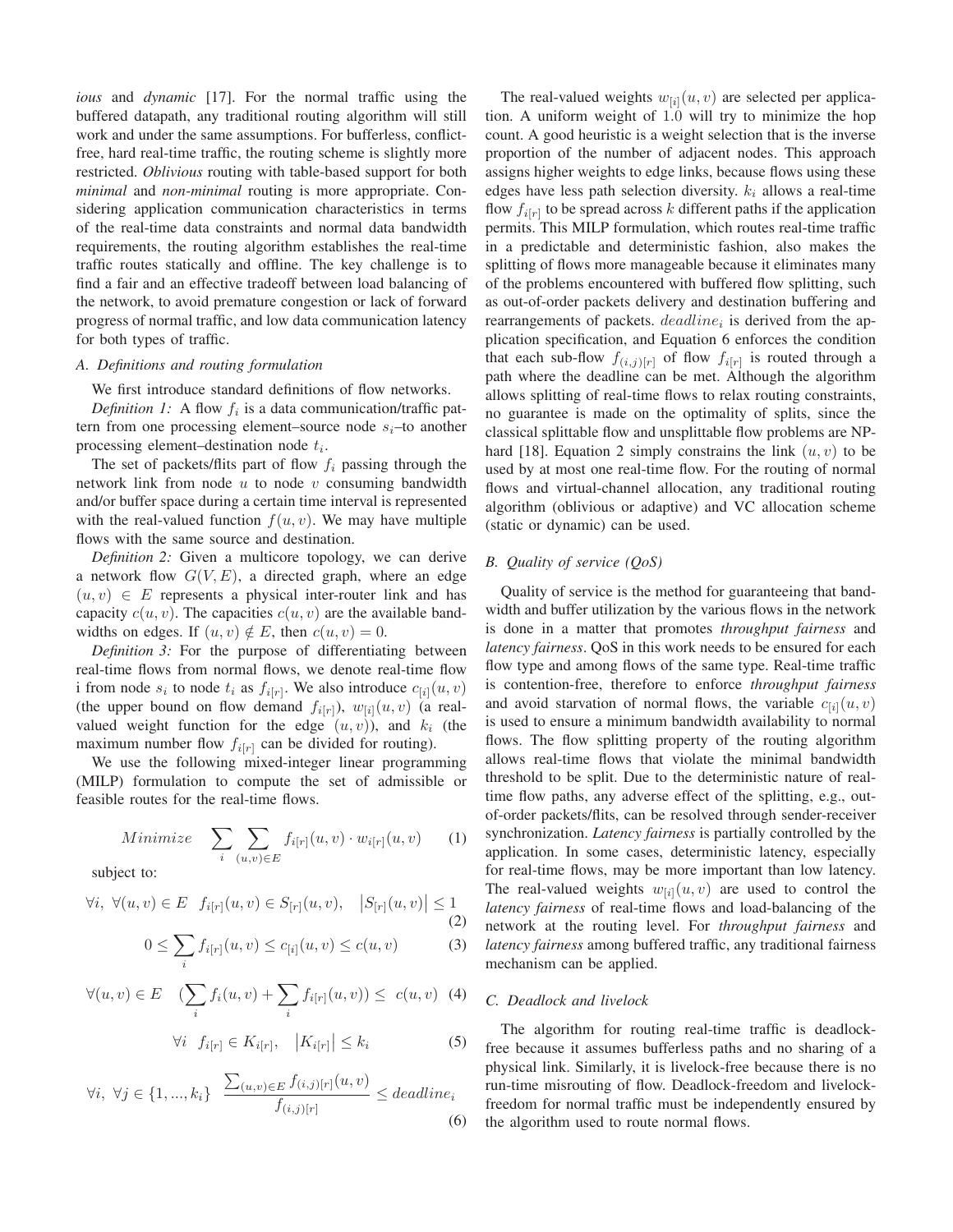*ious* and *dynamic* [17]. For the normal traffic using the buffered datapath, any traditional routing algorithm will still work and under the same assumptions. For bufferless, conflict-free, hard real-time traffic, the routing scheme is slightly more restricted. *Oblivious* routing with table-based support for both *minimal* and *non-minimal* routing is more appropriate. Considering application communication characteristics in terms of the real-time data constraints and normal data bandwidth requirements, the routing algorithm establishes the real-time traffic routes statically and offline. The key challenge is to find a fair and an effective tradeoff between load balancing of the network, to avoid premature congestion or lack of forward progress of normal traffic, and low data communication latency for both types of traffic.

### A. Definitions and routing formulation

We first introduce standard definitions of flow networks.

*Definition 1:* A flow $f_i$ is a data communication/traffic pattern from one processing element–source node $s_i$–to another processing element–destination node $t_i$.

The set of packets/flits part of flow $f_i$ passing through the network link from node $u$ to node $v$ consuming bandwidth and/or buffer space during a certain time interval is represented with the real-valued function $f(u, v)$. We may have multiple flows with the same source and destination.

*Definition 2:* Given a multicore topology, we can derive a network flow $G(V, E)$, a directed graph, where an edge $(u, v) \in E$ represents a physical inter-router link and has capacity $c(u, v)$. The capacities $c(u, v)$ are the available bandwidths on edges. If $(u, v) \notin E$, then $c(u, v) = 0$.

*Definition 3:* For the purpose of differentiating between real-time flows from normal flows, we denote real-time flow i from node $s_i$ to node $t_i$ as $f_{i[r]}$. We also introduce $c_{[i]}(u, v)$ (the upper bound on flow demand $f_{i[r]}$), $w_{[i]}(u, v)$ (a real-valued weight function for the edge $(u, v)$), and $k_i$ (the maximum number flow $f_{i[r]}$ can be divided for routing).

We use the following mixed-integer linear programming (MILP) formulation to compute the set of admissible or feasible routes for the real-time flows.

$$Minimize \quad \sum_{i} \sum_{(u,v) \in E} f_{i[r]}(u, v) \cdot w_{i[r]}(u, v) \qquad (1)$$

subject to:

$$\forall i, \ \forall (u, v) \in E \quad f_{i[r]}(u, v) \in S_{[r]}(u, v), \quad \left| S_{[r]}(u, v) \right| \leq 1 \qquad (2)$$

$$0 \leq \sum_{i} f_{i[r]}(u, v) \leq c_{[i]}(u, v) \leq c(u, v) \qquad (3)$$

$$\forall (u, v) \in E \quad \left( \sum_{i} f_{i}(u, v) + \sum_{i} f_{i[r]}(u, v) \right) \leq \ c(u, v) \qquad (4)$$

$$\forall i \quad f_{i[r]} \in K_{i[r]}, \quad \left| K_{i[r]} \right| \leq k_i \qquad (5)$$

$$\forall i, \ \forall j \in \{1, ..., k_i\} \quad \frac{\sum_{(u,v) \in E} f_{(i,j)[r]}(u, v)}{f_{(i,j)[r]}} \leq deadline_i \qquad (6)$$

The real-valued weights $w_{[i]}(u, v)$ are selected per application. A uniform weight of 1.0 will try to minimize the hop count. A good heuristic is a weight selection that is the inverse proportion of the number of adjacent nodes. This approach assigns higher weights to edge links, because flows using these edges have less path selection diversity. $k_i$ allows a real-time flow $f_{i[r]}$ to be spread across $k$ different paths if the application permits. This MILP formulation, which routes real-time traffic in a predictable and deterministic fashion, also makes the splitting of flows more manageable because it eliminates many of the problems encountered with buffered flow splitting, such as out-of-order packets delivery and destination buffering and rearrangements of packets. $deadline_i$ is derived from the application specification, and Equation 6 enforces the condition that each sub-flow $f_{(i,j)[r]}$ of flow $f_{i[r]}$ is routed through a path where the deadline can be met. Although the algorithm allows splitting of real-time flows to relax routing constraints, no guarantee is made on the optimality of splits, since the classical splittable flow and unsplittable flow problems are NP-hard [18]. Equation 2 simply constrains the link $(u, v)$ to be used by at most one real-time flow. For the routing of normal flows and virtual-channel allocation, any traditional routing algorithm (oblivious or adaptive) and VC allocation scheme (static or dynamic) can be used.

### B. Quality of service (QoS)

Quality of service is the method for guaranteeing that bandwidth and buffer utilization by the various flows in the network is done in a matter that promotes *throughput fairness* and *latency fairness*. QoS in this work needs to be ensured for each flow type and among flows of the same type. Real-time traffic is contention-free, therefore to enforce *throughput fairness* and avoid starvation of normal flows, the variable $c_{[i]}(u, v)$ is used to ensure a minimum bandwidth availability to normal flows. The flow splitting property of the routing algorithm allows real-time flows that violate the minimal bandwidth threshold to be split. Due to the deterministic nature of real-time flow paths, any adverse effect of the splitting, e.g., out-of-order packets/flits, can be resolved through sender-receiver synchronization. *Latency fairness* is partially controlled by the application. In some cases, deterministic latency, especially for real-time flows, may be more important than low latency. The real-valued weights $w_{[i]}(u, v)$ are used to control the *latency fairness* of real-time flows and load-balancing of the network at the routing level. For *throughput fairness* and *latency fairness* among buffered traffic, any traditional fairness mechanism can be applied.

### C. Deadlock and livelock

The algorithm for routing real-time traffic is deadlock-free because it assumes bufferless paths and no sharing of a physical link. Similarly, it is livelock-free because there is no run-time misrouting of flow. Deadlock-freedom and livelock-freedom for normal traffic must be independently ensured by the algorithm used to route normal flows.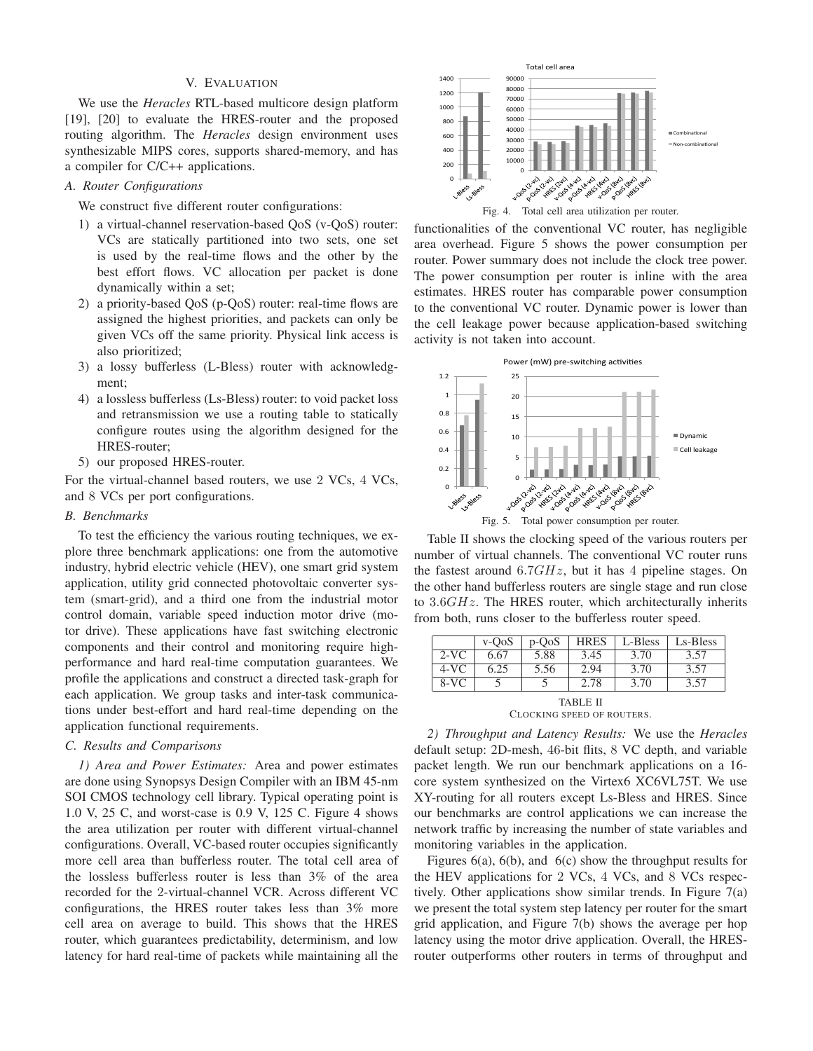## V. Evaluation

We use the *Heracles* RTL-based multicore design platform [19], [20] to evaluate the HRES-router and the proposed routing algorithm. The *Heracles* design environment uses synthesizable MIPS cores, supports shared-memory, and has a compiler for C/C++ applications.

### A. Router Configurations

We construct five different router configurations:

1) a virtual-channel reservation-based QoS (v-QoS) router: VCs are statically partitioned into two sets, one set is used by the real-time flows and the other by the best effort flows. VC allocation per packet is done dynamically within a set;
2) a priority-based QoS (p-QoS) router: real-time flows are assigned the highest priorities, and packets can only be given VCs off the same priority. Physical link access is also prioritized;
3) a lossy bufferless (L-Bless) router with acknowledgment;
4) a lossless bufferless (Ls-Bless) router: to void packet loss and retransmission we use a routing table to statically configure routes using the algorithm designed for the HRES-router;
5) our proposed HRES-router.

For the virtual-channel based routers, we use 2 VCs, 4 VCs, and 8 VCs per port configurations.

### B. Benchmarks

To test the efficiency the various routing techniques, we explore three benchmark applications: one from the automotive industry, hybrid electric vehicle (HEV), one smart grid system application, utility grid connected photovoltaic converter system (smart-grid), and a third one from the industrial motor control domain, variable speed induction motor drive (motor drive). These applications have fast switching electronic components and their control and monitoring require high-performance and hard real-time computation guarantees. We profile the applications and construct a directed task-graph for each application. We group tasks and inter-task communications under best-effort and hard real-time depending on the application functional requirements.

### C. Results and Comparisons

*1) Area and Power Estimates:* Area and power estimates are done using Synopsys Design Compiler with an IBM 45-nm SOI CMOS technology cell library. Typical operating point is 1.0 V, 25 C, and worst-case is 0.9 V, 125 C. Figure 4 shows the area utilization per router with different virtual-channel configurations. Overall, VC-based router occupies significantly more cell area than bufferless router. The total cell area of the lossless bufferless router is less than 3% of the area recorded for the 2-virtual-channel VCR. Across different VC configurations, the HRES router takes less than 3% more cell area on average to build. This shows that the HRES router, which guarantees predictability, determinism, and low latency for hard real-time of packets while maintaining all the functionalities of the conventional VC router, has negligible area overhead. Figure 5 shows the power consumption per router. Power summary does not include the clock tree power. The power consumption per router is inline with the area estimates. HRES router has comparable power consumption to the conventional VC router. Dynamic power is lower than the cell leakage power because application-based switching activity is not taken into account.

Fig. 4. Total cell area utilization per router.

Fig. 5. Total power consumption per router.

Table II shows the clocking speed of the various routers per number of virtual channels. The conventional VC router runs the fastest around $6.7GHz$, but it has 4 pipeline stages. On the other hand bufferless routers are single stage and run close to $3.6GHz$. The HRES router, which architecturally inherits from both, runs closer to the bufferless router speed.

| | v-QoS | p-QoS | HRES | L-Bless | Ls-Bless |
|---|---|---|---|---|---|
| 2-VC | 6.67 | 5.88 | 3.45 | 3.70 | 3.57 |
| 4-VC | 6.25 | 5.56 | 2.94 | 3.70 | 3.57 |
| 8-VC | 5 | 5 | 2.78 | 3.70 | 3.57 |

TABLE II
Clocking speed of routers.

*2) Throughput and Latency Results:* We use the *Heracles* default setup: 2D-mesh, 46-bit flits, 8 VC depth, and variable packet length. We run our benchmark applications on a 16-core system synthesized on the Virtex6 XC6VL75T. We use XY-routing for all routers except Ls-Bless and HRES. Since our benchmarks are control applications we can increase the network traffic by increasing the number of state variables and monitoring variables in the application.

Figures 6(a), 6(b), and 6(c) show the throughput results for the HEV applications for 2 VCs, 4 VCs, and 8 VCs respectively. Other applications show similar trends. In Figure 7(a) we present the total system step latency per router for the smart grid application, and Figure 7(b) shows the average per hop latency using the motor drive application. Overall, the HRES-router outperforms other routers in terms of throughput and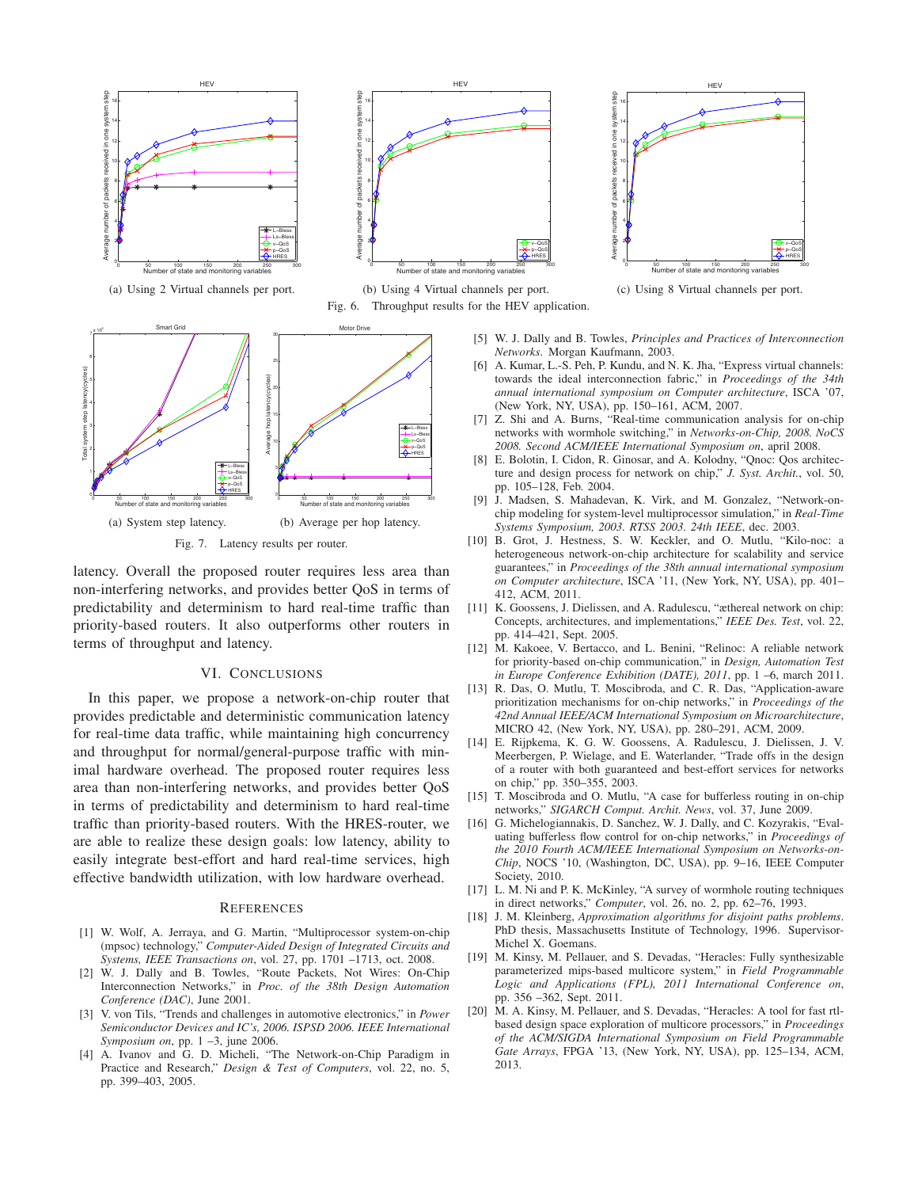HEV

Average number of packets received in one system step

Number of state and monitoring variables

L–Bless
Ls–Bless
v–QoS
p–QoS
HRES

(a) Using 2 Virtual channels per port.

HEV

Average number of packets received in one system step

Number of state and monitoring variables

v–QoS
p–QoS
HRES

(b) Using 4 Virtual channels per port.

HEV

Average number of packets received in one system step

Number of state and monitoring variables

v–QoS
p–QoS
HRES

(c) Using 8 Virtual channels per port.

Fig. 6. Throughput results for the HEV application.

Smart Grid

Total system step latency(cycles)

Number of state and monitoring variables

L–Bless
Ls–Bless
v–QoS
p–QoS
HRES

(a) System step latency.

Motor Drive

Average hop latency(cycles)

Number of state and monitoring variables

L–Bless
Ls–Bless
v–QoS
p–QoS
HRES

(b) Average per hop latency.

Fig. 7. Latency results per router.

latency. Overall the proposed router requires less area than non-interfering networks, and provides better QoS in terms of predictability and determinism to hard real-time traffic than priority-based routers. It also outperforms other routers in terms of throughput and latency.

## VI. Conclusions

In this paper, we propose a network-on-chip router that provides predictable and deterministic communication latency for real-time data traffic, while maintaining high concurrency and throughput for normal/general-purpose traffic with minimal hardware overhead. The proposed router requires less area than non-interfering networks, and provides better QoS in terms of predictability and determinism to hard real-time traffic than priority-based routers. With the HRES-router, we are able to realize these design goals: low latency, ability to easily integrate best-effort and hard real-time services, high effective bandwidth utilization, with low hardware overhead.

## References

[1] W. Wolf, A. Jerraya, and G. Martin, "Multiprocessor system-on-chip (mpsoc) technology," *Computer-Aided Design of Integrated Circuits and Systems, IEEE Transactions on*, vol. 27, pp. 1701 –1713, oct. 2008.

[2] W. J. Dally and B. Towles, "Route Packets, Not Wires: On-Chip Interconnection Networks," in *Proc. of the 38th Design Automation Conference (DAC)*, June 2001.

[3] V. von Tils, "Trends and challenges in automotive electronics," in *Power Semiconductor Devices and IC's, 2006. ISPSD 2006. IEEE International Symposium on*, pp. 1 –3, june 2006.

[4] A. Ivanov and G. D. Micheli, "The Network-on-Chip Paradigm in Practice and Research," *Design & Test of Computers*, vol. 22, no. 5, pp. 399–403, 2005.

[5] W. J. Dally and B. Towles, *Principles and Practices of Interconnection Networks*. Morgan Kaufmann, 2003.

[6] A. Kumar, L.-S. Peh, P. Kundu, and N. K. Jha, "Express virtual channels: towards the ideal interconnection fabric," in *Proceedings of the 34th annual international symposium on Computer architecture*, ISCA '07, (New York, NY, USA), pp. 150–161, ACM, 2007.

[7] Z. Shi and A. Burns, "Real-time communication analysis for on-chip networks with wormhole switching," in *Networks-on-Chip, 2008. NoCS 2008. Second ACM/IEEE International Symposium on*, april 2008.

[8] E. Bolotin, I. Cidon, R. Ginosar, and A. Kolodny, "Qnoc: Qos architecture and design process for network on chip," *J. Syst. Archit.*, vol. 50, pp. 105–128, Feb. 2004.

[9] J. Madsen, S. Mahadevan, K. Virk, and M. Gonzalez, "Network-on-chip modeling for system-level multiprocessor simulation," in *Real-Time Systems Symposium, 2003. RTSS 2003. 24th IEEE*, dec. 2003.

[10] B. Grot, J. Hestness, S. W. Keckler, and O. Mutlu, "Kilo-noc: a heterogeneous network-on-chip architecture for scalability and service guarantees," in *Proceedings of the 38th annual international symposium on Computer architecture*, ISCA '11, (New York, NY, USA), pp. 401–412, ACM, 2011.

[11] K. Goossens, J. Dielissen, and A. Radulescu, "æthereal network on chip: Concepts, architectures, and implementations," *IEEE Des. Test*, vol. 22, pp. 414–421, Sept. 2005.

[12] M. Kakoee, V. Bertacco, and L. Benini, "Relinoc: A reliable network for priority-based on-chip communication," in *Design, Automation Test in Europe Conference Exhibition (DATE), 2011*, pp. 1 –6, march 2011.

[13] R. Das, O. Mutlu, T. Moscibroda, and C. R. Das, "Application-aware prioritization mechanisms for on-chip networks," in *Proceedings of the 42nd Annual IEEE/ACM International Symposium on Microarchitecture*, MICRO 42, (New York, NY, USA), pp. 280–291, ACM, 2009.

[14] E. Rijpkema, K. G. W. Goossens, A. Radulescu, J. Dielissen, J. V. Meerbergen, P. Wielage, and E. Waterlander, "Trade offs in the design of a router with both guaranteed and best-effort services for networks on chip," pp. 350–355, 2003.

[15] T. Moscibroda and O. Mutlu, "A case for bufferless routing in on-chip networks," *SIGARCH Comput. Archit. News*, vol. 37, June 2009.

[16] G. Michelogiannakis, D. Sanchez, W. J. Dally, and C. Kozyrakis, "Evaluating bufferless flow control for on-chip networks," in *Proceedings of the 2010 Fourth ACM/IEEE International Symposium on Networks-on-Chip*, NOCS '10, (Washington, DC, USA), pp. 9–16, IEEE Computer Society, 2010.

[17] L. M. Ni and P. K. McKinley, "A survey of wormhole routing techniques in direct networks," *Computer*, vol. 26, no. 2, pp. 62–76, 1993.

[18] J. M. Kleinberg, *Approximation algorithms for disjoint paths problems*. PhD thesis, Massachusetts Institute of Technology, 1996. Supervisor-Michel X. Goemans.

[19] M. Kinsy, M. Pellauer, and S. Devadas, "Heracles: Fully synthesizable parameterized mips-based multicore system," in *Field Programmable Logic and Applications (FPL), 2011 International Conference on*, pp. 356 –362, Sept. 2011.

[20] M. A. Kinsy, M. Pellauer, and S. Devadas, "Heracles: A tool for fast rtl-based design space exploration of multicore processors," in *Proceedings of the ACM/SIGDA International Symposium on Field Programmable Gate Arrays*, FPGA '13, (New York, NY, USA), pp. 125–134, ACM, 2013.